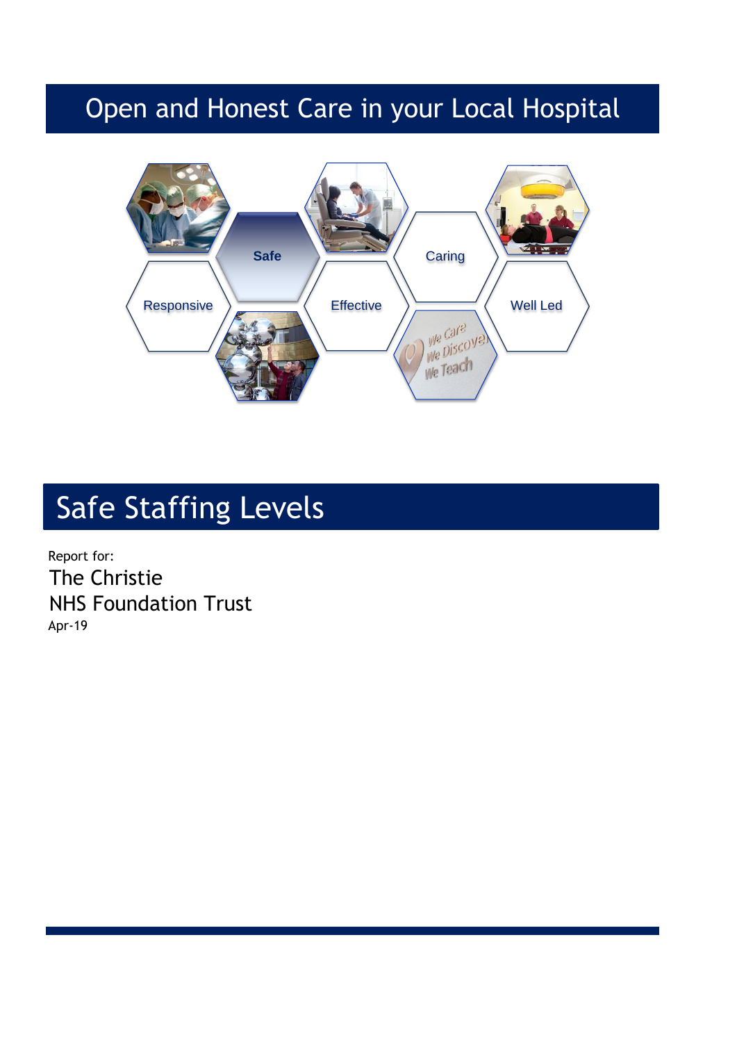# Open and Honest Care in your Local Hospital

Safe

Caring

Responsive

Effective

Well Led

## Safe Staffing Levels

Report for:

The Christie
NHS Foundation Trust

Apr-19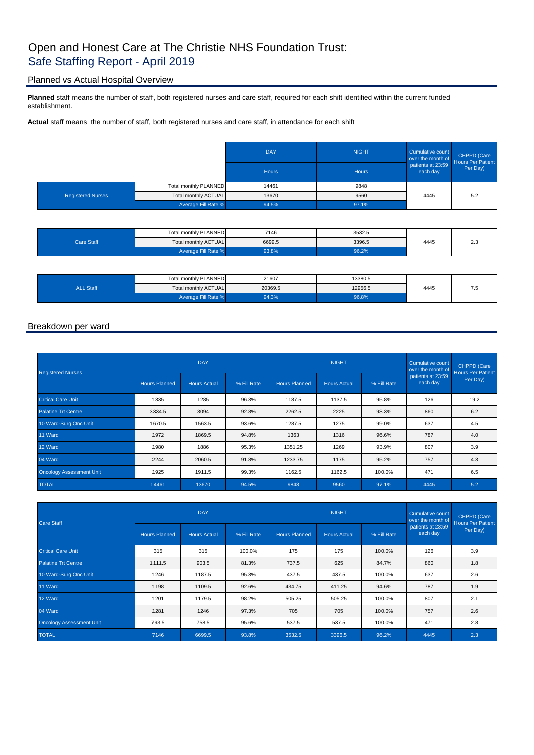# Open and Honest Care at The Christie NHS Foundation Trust:
## Safe Staffing Report - April 2019

### Planned vs Actual Hospital Overview

**Planned** staff means the number of staff, both registered nurses and care staff, required for each shift identified within the current funded establishment.

**Actual** staff means the number of staff, both registered nurses and care staff, in attendance for each shift

| | | DAY | NIGHT | Cumulative count over the month of patients at 23:59 each day | CHPPD (Care Hours Per Patient Per Day) |
|---|---|---|---|---|---|
| | | Hours | Hours | | |
| Registered Nurses | Total monthly PLANNED | 14461 | 9848 | 4445 | 5.2 |
| | Total monthly ACTUAL | 13670 | 9560 | | |
| | Average Fill Rate % | 94.5% | 97.1% | | |
| Care Staff | Total monthly PLANNED | 7146 | 3532.5 | 4445 | 2.3 |
| | Total monthly ACTUAL | 6699.5 | 3396.5 | | |
| | Average Fill Rate % | 93.8% | 96.2% | | |
| ALL Staff | Total monthly PLANNED | 21607 | 13380.5 | 4445 | 7.5 |
| | Total monthly ACTUAL | 20369.5 | 12956.5 | | |
| | Average Fill Rate % | 94.3% | 96.8% | | |

### Breakdown per ward

| Registered Nurses | DAY | | | NIGHT | | | Cumulative count over the month of patients at 23:59 each day | CHPPD (Care Hours Per Patient Per Day) |
|---|---|---|---|---|---|---|---|---|
| | Hours Planned | Hours Actual | % Fill Rate | Hours Planned | Hours Actual | % Fill Rate | | |
| Critical Care Unit | 1335 | 1285 | 96.3% | 1187.5 | 1137.5 | 95.8% | 126 | 19.2 |
| Palatine Trt Centre | 3334.5 | 3094 | 92.8% | 2262.5 | 2225 | 98.3% | 860 | 6.2 |
| 10 Ward-Surg Onc Unit | 1670.5 | 1563.5 | 93.6% | 1287.5 | 1275 | 99.0% | 637 | 4.5 |
| 11 Ward | 1972 | 1869.5 | 94.8% | 1363 | 1316 | 96.6% | 787 | 4.0 |
| 12 Ward | 1980 | 1886 | 95.3% | 1351.25 | 1269 | 93.9% | 807 | 3.9 |
| 04 Ward | 2244 | 2060.5 | 91.8% | 1233.75 | 1175 | 95.2% | 757 | 4.3 |
| Oncology Assessment Unit | 1925 | 1911.5 | 99.3% | 1162.5 | 1162.5 | 100.0% | 471 | 6.5 |
| TOTAL | 14461 | 13670 | 94.5% | 9848 | 9560 | 97.1% | 4445 | 5.2 |

| Care Staff | DAY | | | NIGHT | | | Cumulative count over the month of patients at 23:59 each day | CHPPD (Care Hours Per Patient Per Day) |
|---|---|---|---|---|---|---|---|---|
| | Hours Planned | Hours Actual | % Fill Rate | Hours Planned | Hours Actual | % Fill Rate | | |
| Critical Care Unit | 315 | 315 | 100.0% | 175 | 175 | 100.0% | 126 | 3.9 |
| Palatine Trt Centre | 1111.5 | 903.5 | 81.3% | 737.5 | 625 | 84.7% | 860 | 1.8 |
| 10 Ward-Surg Onc Unit | 1246 | 1187.5 | 95.3% | 437.5 | 437.5 | 100.0% | 637 | 2.6 |
| 11 Ward | 1198 | 1109.5 | 92.6% | 434.75 | 411.25 | 94.6% | 787 | 1.9 |
| 12 Ward | 1201 | 1179.5 | 98.2% | 505.25 | 505.25 | 100.0% | 807 | 2.1 |
| 04 Ward | 1281 | 1246 | 97.3% | 705 | 705 | 100.0% | 757 | 2.6 |
| Oncology Assessment Unit | 793.5 | 758.5 | 95.6% | 537.5 | 537.5 | 100.0% | 471 | 2.8 |
| TOTAL | 7146 | 6699.5 | 93.8% | 3532.5 | 3396.5 | 96.2% | 4445 | 2.3 |